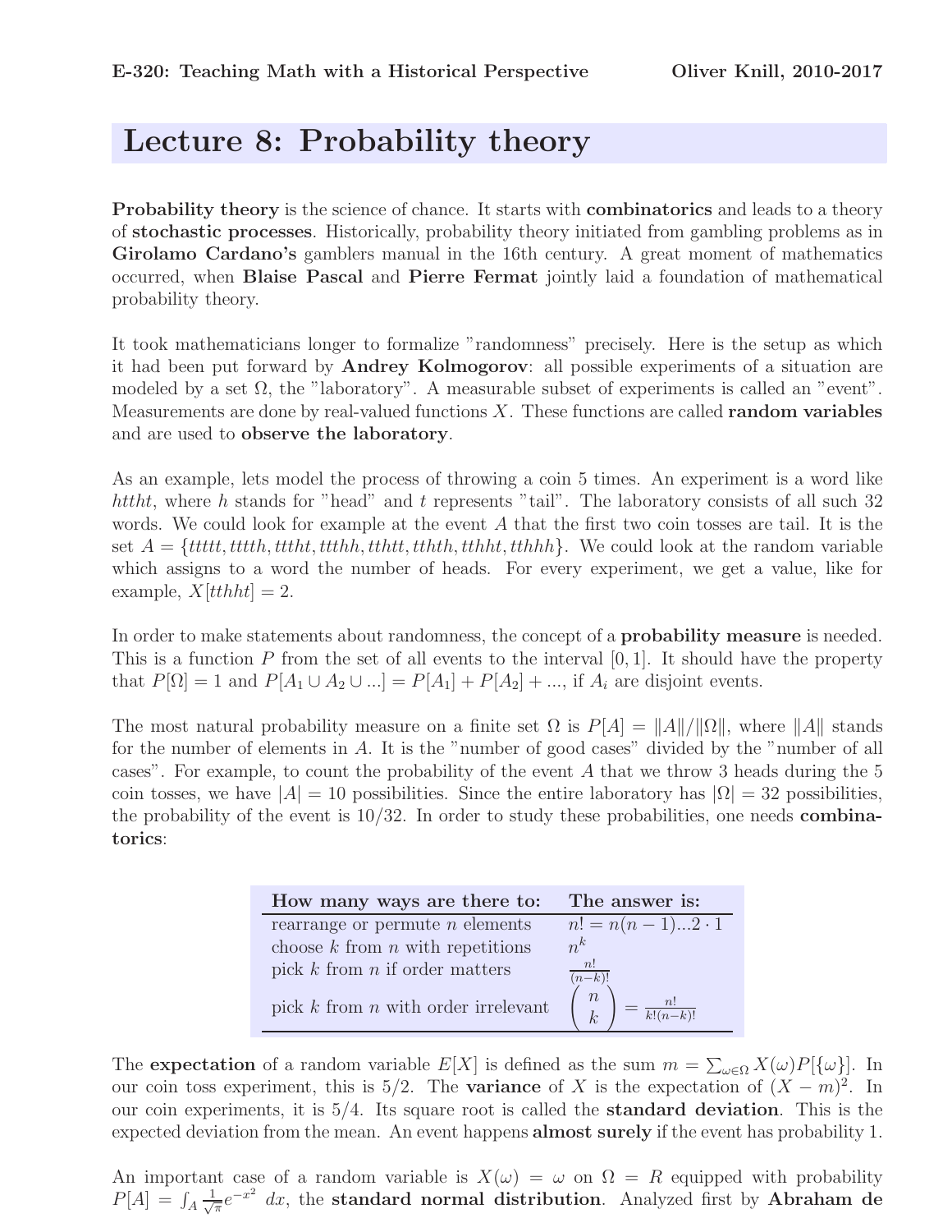# Lecture 8: Probability theory

**Probability theory** is the science of chance. It starts with **combinatorics** and leads to a theory of **stochastic processes**. Historically, probability theory initiated from gambling problems as in **Girolamo Cardano's** gamblers manual in the 16th century. A great moment of mathematics occurred, when **Blaise Pascal** and **Pierre Fermat** jointly laid a foundation of mathematical probability theory.

It took mathematicians longer to formalize "randomness" precisely. Here is the setup as which it had been put forward by **Andrey Kolmogorov**: all possible experiments of a situation are modeled by a set $\Omega$, the "laboratory". A measurable subset of experiments is called an "event". Measurements are done by real-valued functions $X$. These functions are called **random variables** and are used to **observe the laboratory**.

As an example, lets model the process of throwing a coin 5 times. An experiment is a word like *httht*, where $h$ stands for "head" and $t$ represents "tail". The laboratory consists of all such 32 words. We could look for example at the event $A$ that the first two coin tosses are tail. It is the set $A = \{ttttt, ttttх, tttht, ttthh, tthtt, tthth, tthht, tthhh\}$. We could look at the random variable which assigns to a word the number of heads. For every experiment, we get a value, like for example, $X[tthht] = 2$.

In order to make statements about randomness, the concept of a **probability measure** is needed. This is a function $P$ from the set of all events to the interval $[0, 1]$. It should have the property that $P[\Omega] = 1$ and $P[A_1 \cup A_2 \cup ...] = P[A_1] + P[A_2] + ...$, if $A_i$ are disjoint events.

The most natural probability measure on a finite set $\Omega$ is $P[A] = \|A\|/\|\Omega\|$, where $\|A\|$ stands for the number of elements in $A$. It is the "number of good cases" divided by the "number of all cases". For example, to count the probability of the event $A$ that we throw 3 heads during the 5 coin tosses, we have $|A| = 10$ possibilities. Since the entire laboratory has $|\Omega| = 32$ possibilities, the probability of the event is $10/32$. In order to study these probabilities, one needs **combinatorics**:

| How many ways are there to: | The answer is: |
|---|---|
| rearrange or permute $n$ elements | $n! = n(n-1)...2 \cdot 1$ |
| choose $k$ from $n$ with repetitions | $n^k$ |
| pick $k$ from $n$ if order matters | $\frac{n!}{(n-k)!}$ |
| pick $k$ from $n$ with order irrelevant | $\binom{n}{k} = \frac{n!}{k!(n-k)!}$ |

The **expectation** of a random variable $E[X]$ is defined as the sum $m = \sum_{\omega \in \Omega} X(\omega) P[\{\omega\}]$. In our coin toss experiment, this is $5/2$. The **variance** of $X$ is the expectation of $(X - m)^2$. In our coin experiments, it is $5/4$. Its square root is called the **standard deviation**. This is the expected deviation from the mean. An event happens **almost surely** if the event has probability 1.

An important case of a random variable is $X(\omega) = \omega$ on $\Omega = R$ equipped with probability $P[A] = \int_A \frac{1}{\sqrt{\pi}} e^{-x^2} \, dx$, the **standard normal distribution**. Analyzed first by **Abraham de**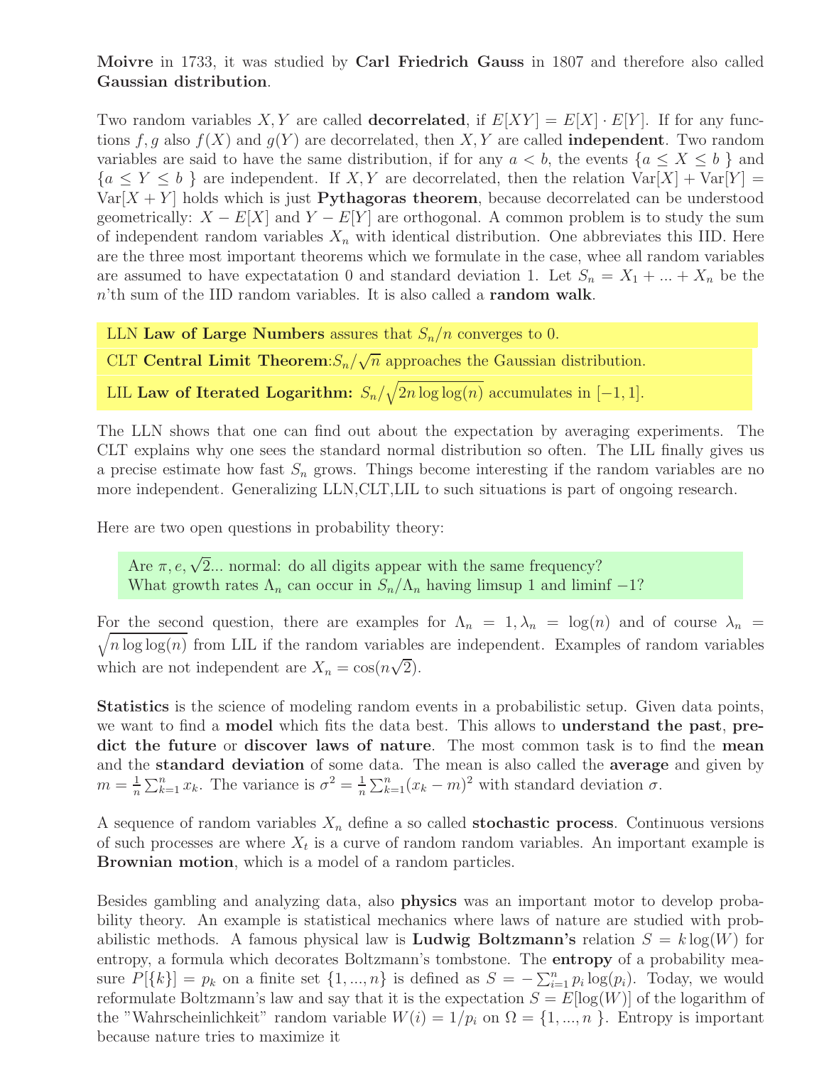**Moivre** in 1733, it was studied by **Carl Friedrich Gauss** in 1807 and therefore also called **Gaussian distribution**.

Two random variables $X, Y$ are called **decorrelated**, if $E[XY] = E[X] \cdot E[Y]$. If for any functions $f, g$ also $f(X)$ and $g(Y)$ are decorrelated, then $X, Y$ are called **independent**. Two random variables are said to have the same distribution, if for any $a < b$, the events $\{a \leq X \leq b\}$ and $\{a \leq Y \leq b\}$ are independent. If $X, Y$ are decorrelated, then the relation $\text{Var}[X] + \text{Var}[Y] = \text{Var}[X + Y]$ holds which is just **Pythagoras theorem**, because decorrelated can be understood geometrically: $X - E[X]$ and $Y - E[Y]$ are orthogonal. A common problem is to study the sum of independent random variables $X_n$ with identical distribution. One abbreviates this IID. Here are the three most important theorems which we formulate in the case, whee all random variables are assumed to have expectatation 0 and standard deviation 1. Let $S_n = X_1 + ... + X_n$ be the $n$'th sum of the IID random variables. It is also called a **random walk**.

LLN **Law of Large Numbers** assures that $S_n/n$ converges to 0.

CLT **Central Limit Theorem**: $S_n/\sqrt{n}$ approaches the Gaussian distribution.

LIL **Law of Iterated Logarithm:** $S_n/\sqrt{2n \log\log(n)}$ accumulates in $[-1, 1]$.

The LLN shows that one can find out about the expectation by averaging experiments. The CLT explains why one sees the standard normal distribution so often. The LIL finally gives us a precise estimate how fast $S_n$ grows. Things become interesting if the random variables are no more independent. Generalizing LLN,CLT,LIL to such situations is part of ongoing research.

Here are two open questions in probability theory:

Are $\pi, e, \sqrt{2}$... normal: do all digits appear with the same frequency?
What growth rates $\Lambda_n$ can occur in $S_n/\Lambda_n$ having limsup 1 and liminf $-1$?

For the second question, there are examples for $\Lambda_n = 1, \lambda_n = \log(n)$ and of course $\lambda_n = \sqrt{n \log\log(n)}$ from LIL if the random variables are independent. Examples of random variables which are not independent are $X_n = \cos(n\sqrt{2})$.

**Statistics** is the science of modeling random events in a probabilistic setup. Given data points, we want to find a **model** which fits the data best. This allows to **understand the past**, **predict the future** or **discover laws of nature**. The most common task is to find the **mean** and the **standard deviation** of some data. The mean is also called the **average** and given by $m = \frac{1}{n}\sum_{k=1}^{n} x_k$. The variance is $\sigma^2 = \frac{1}{n}\sum_{k=1}^{n}(x_k - m)^2$ with standard deviation $\sigma$.

A sequence of random variables $X_n$ define a so called **stochastic process**. Continuous versions of such processes are where $X_t$ is a curve of random random variables. An important example is **Brownian motion**, which is a model of a random particles.

Besides gambling and analyzing data, also **physics** was an important motor to develop probability theory. An example is statistical mechanics where laws of nature are studied with probabilistic methods. A famous physical law is **Ludwig Boltzmann's** relation $S = k \log(W)$ for entropy, a formula which decorates Boltzmann's tombstone. The **entropy** of a probability measure $P[\{k\}] = p_k$ on a finite set $\{1, ..., n\}$ is defined as $S = -\sum_{i=1}^{n} p_i \log(p_i)$. Today, we would reformulate Boltzmann's law and say that it is the expectation $S = E[\log(W)]$ of the logarithm of the "Wahrscheinlichkeit" random variable $W(i) = 1/p_i$ on $\Omega = \{1, ..., n\}$. Entropy is important because nature tries to maximize it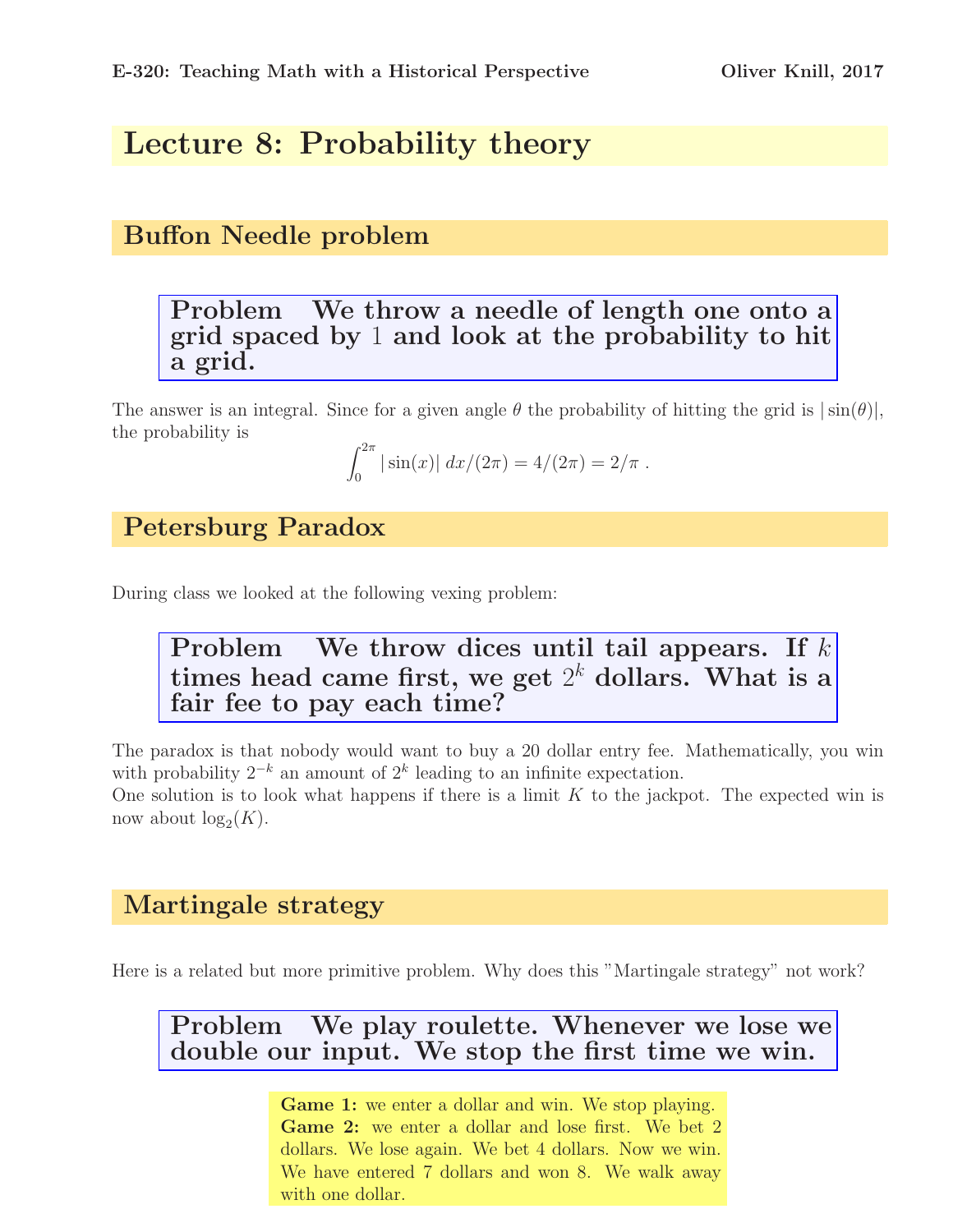# Lecture 8: Probability theory

## Buffon Needle problem

> **Problem** We throw a needle of length one onto a grid spaced by 1 and look at the probability to hit a grid.

The answer is an integral. Since for a given angle $\theta$ the probability of hitting the grid is $|\sin(\theta)|$, the probability is

$$\int_0^{2\pi} |\sin(x)| \, dx/(2\pi) = 4/(2\pi) = 2/\pi \, .$$

## Petersburg Paradox

During class we looked at the following vexing problem:

> **Problem** We throw dices until tail appears. If $k$ times head came first, we get $2^k$ dollars. What is a fair fee to pay each time?

The paradox is that nobody would want to buy a 20 dollar entry fee. Mathematically, you win with probability $2^{-k}$ an amount of $2^k$ leading to an infinite expectation.
One solution is to look what happens if there is a limit $K$ to the jackpot. The expected win is now about $\log_2(K)$.

## Martingale strategy

Here is a related but more primitive problem. Why does this "Martingale strategy" not work?

> **Problem** We play roulette. Whenever we lose we double our input. We stop the first time we win.

**Game 1:** we enter a dollar and win. We stop playing.
**Game 2:** we enter a dollar and lose first. We bet 2 dollars. We lose again. We bet 4 dollars. Now we win. We have entered 7 dollars and won 8. We walk away with one dollar.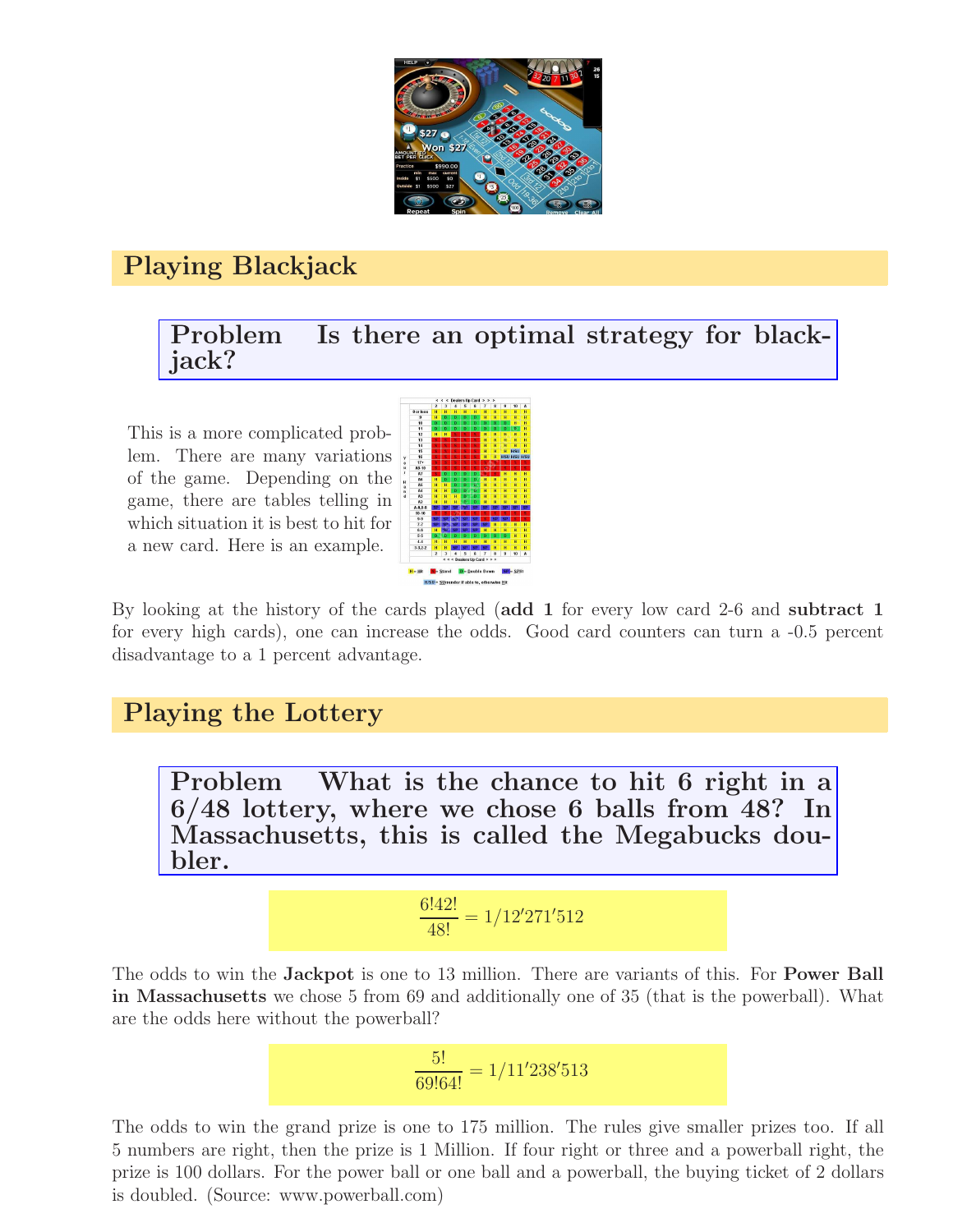## Playing Blackjack

**Problem** Is there an optimal strategy for blackjack?

This is a more complicated problem. There are many variations of the game. Depending on the game, there are tables telling in which situation it is best to hit for a new card. Here is an example.

By looking at the history of the cards played (**add 1** for every low card 2-6 and **subtract 1** for every high cards), one can increase the odds. Good card counters can turn a -0.5 percent disadvantage to a 1 percent advantage.

## Playing the Lottery

**Problem** What is the chance to hit 6 right in a 6/48 lottery, where we chose 6 balls from 48? In Massachusetts, this is called the Megabucks doubler.

$$\frac{6!42!}{48!} = 1/12'271'512$$

The odds to win the **Jackpot** is one to 13 million. There are variants of this. For **Power Ball in Massachusetts** we chose 5 from 69 and additionally one of 35 (that is the powerball). What are the odds here without the powerball?

$$\frac{5!}{69!64!} = 1/11'238'513$$

The odds to win the grand prize is one to 175 million. The rules give smaller prizes too. If all 5 numbers are right, then the prize is 1 Million. If four right or three and a powerball right, the prize is 100 dollars. For the power ball or one ball and a powerball, the buying ticket of 2 dollars is doubled. (Source: www.powerball.com)